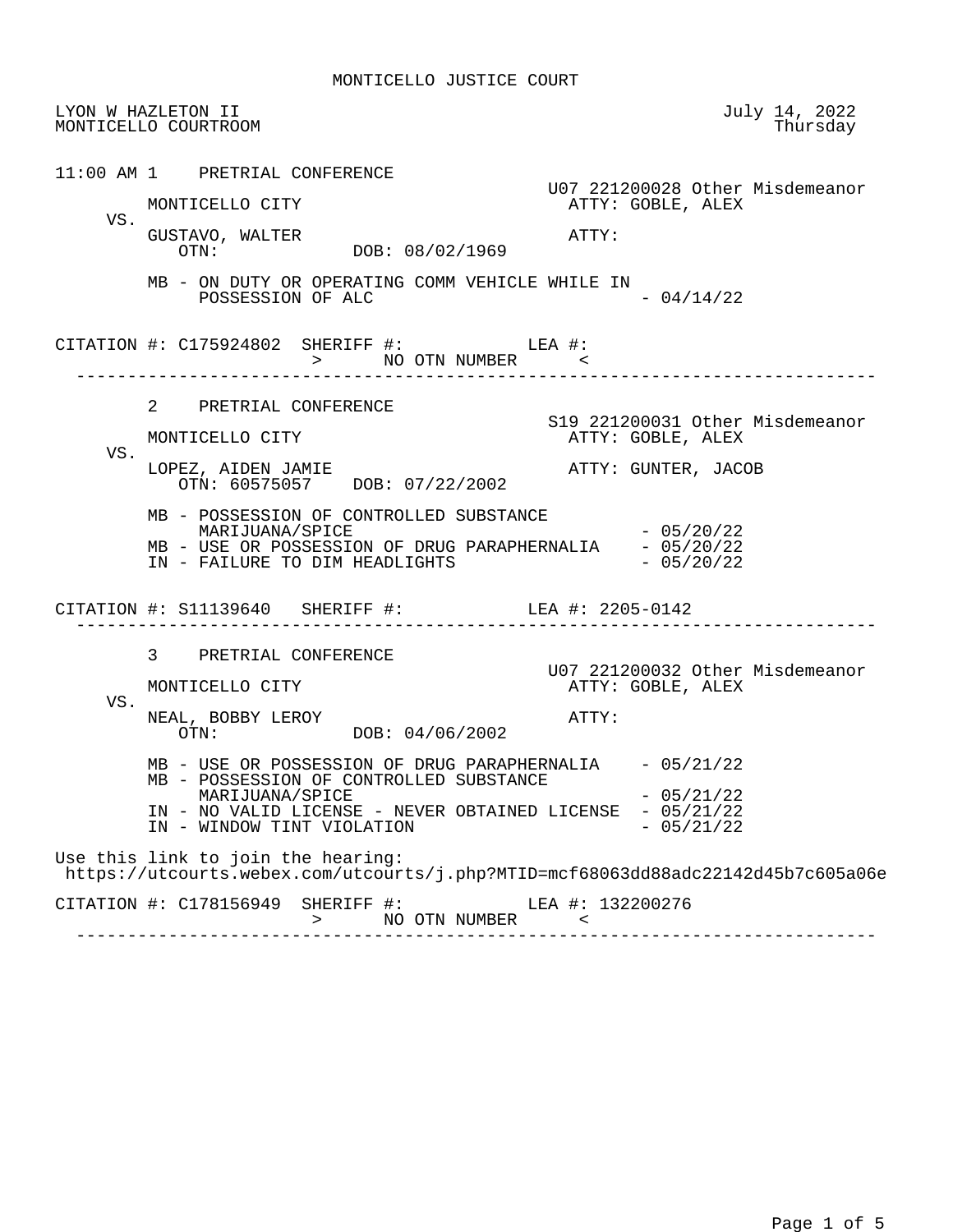# MONTICELLO JUSTICE COURT

LYON W HAZLETON II
MONTICELLO COURTROOM

July 14, 2022
Thursday

---

**11:00 AM 1 PRETRIAL CONFERENCE**

U07 221200028 Other Misdemeanor

MONTICELLO CITY — ATTY: GOBLE, ALEX

VS.

GUSTAVO, WALTER — ATTY:
OTN: DOB: 08/02/1969

MB - ON DUTY OR OPERATING COMM VEHICLE WHILE IN POSSESSION OF ALC - 04/14/22

CITATION #: C175924802 SHERIFF #: LEA #:
> NO OTN NUMBER <

---

**2 PRETRIAL CONFERENCE**

S19 221200031 Other Misdemeanor

MONTICELLO CITY — ATTY: GOBLE, ALEX

VS.

LOPEZ, AIDEN JAMIE — ATTY: GUNTER, JACOB
OTN: 60575057 DOB: 07/22/2002

MB - POSSESSION OF CONTROLLED SUBSTANCE MARIJUANA/SPICE - 05/20/22
MB - USE OR POSSESSION OF DRUG PARAPHERNALIA - 05/20/22
IN - FAILURE TO DIM HEADLIGHTS - 05/20/22

CITATION #: S11139640 SHERIFF #: LEA #: 2205-0142

---

**3 PRETRIAL CONFERENCE**

U07 221200032 Other Misdemeanor

MONTICELLO CITY — ATTY: GOBLE, ALEX

VS.

NEAL, BOBBY LEROY — ATTY:
OTN: DOB: 04/06/2002

MB - USE OR POSSESSION OF DRUG PARAPHERNALIA - 05/21/22
MB - POSSESSION OF CONTROLLED SUBSTANCE MARIJUANA/SPICE - 05/21/22
IN - NO VALID LICENSE - NEVER OBTAINED LICENSE - 05/21/22
IN - WINDOW TINT VIOLATION - 05/21/22

Use this link to join the hearing:
https://utcourts.webex.com/utcourts/j.php?MTID=mcf68063dd88adc22142d45b7c605a06e

CITATION #: C178156949 SHERIFF #: LEA #: 132200276
> NO OTN NUMBER <

---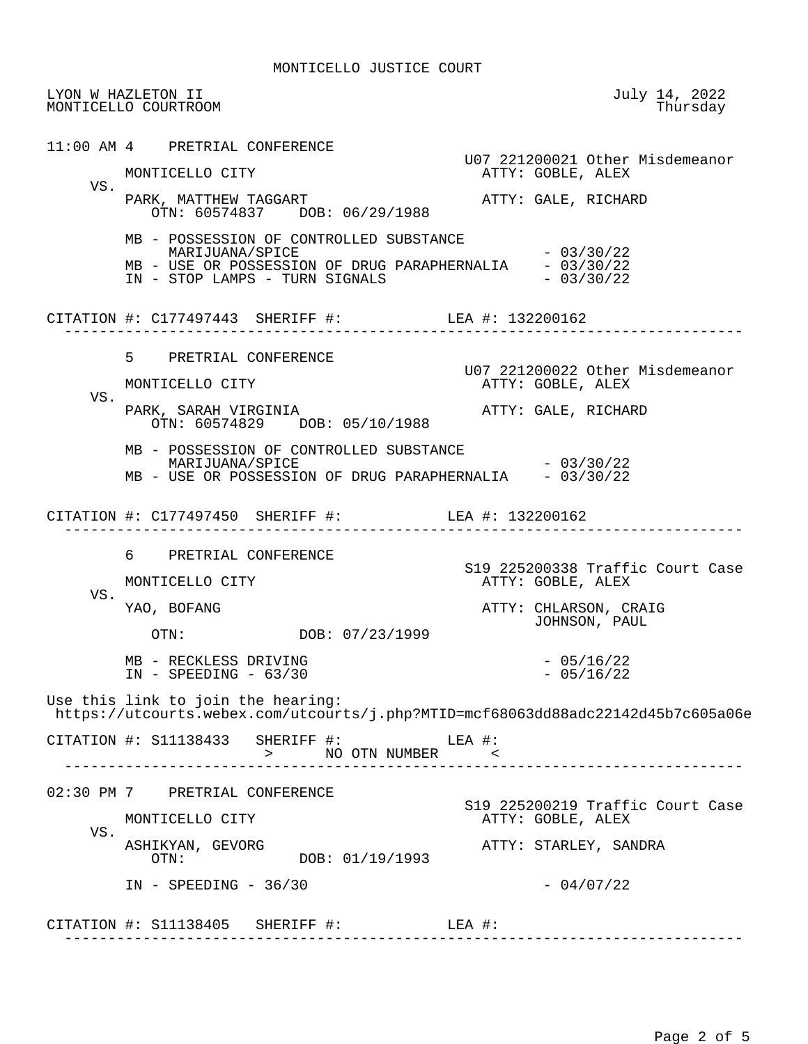MONTICELLO JUSTICE COURT

LYON W HAZLETON II
MONTICELLO COURTROOM

July 14, 2022
Thursday

---

**11:00 AM 4 PRETRIAL CONFERENCE**

U07 221200021 Other Misdemeanor

MONTICELLO CITY — ATTY: GOBLE, ALEX

VS.

PARK, MATTHEW TAGGART — ATTY: GALE, RICHARD
OTN: 60574837 DOB: 06/29/1988

- MB - POSSESSION OF CONTROLLED SUBSTANCE MARIJUANA/SPICE - 03/30/22
- MB - USE OR POSSESSION OF DRUG PARAPHERNALIA - 03/30/22
- IN - STOP LAMPS - TURN SIGNALS - 03/30/22

CITATION #: C177497443 SHERIFF #: LEA #: 132200162

---

**5 PRETRIAL CONFERENCE**

U07 221200022 Other Misdemeanor

MONTICELLO CITY — ATTY: GOBLE, ALEX

VS.

PARK, SARAH VIRGINIA — ATTY: GALE, RICHARD
OTN: 60574829 DOB: 05/10/1988

- MB - POSSESSION OF CONTROLLED SUBSTANCE MARIJUANA/SPICE - 03/30/22
- MB - USE OR POSSESSION OF DRUG PARAPHERNALIA - 03/30/22

CITATION #: C177497450 SHERIFF #: LEA #: 132200162

---

**6 PRETRIAL CONFERENCE**

S19 225200338 Traffic Court Case

MONTICELLO CITY — ATTY: GOBLE, ALEX

VS.

YAO, BOFANG — ATTY: CHLARSON, CRAIG; JOHNSON, PAUL
OTN: DOB: 07/23/1999

- MB - RECKLESS DRIVING - 05/16/22
- IN - SPEEDING - 63/30 - 05/16/22

Use this link to join the hearing:
https://utcourts.webex.com/utcourts/j.php?MTID=mcf68063dd88adc22142d45b7c605a06e

CITATION #: S11138433 SHERIFF #: LEA #:
> NO OTN NUMBER <

---

**02:30 PM 7 PRETRIAL CONFERENCE**

S19 225200219 Traffic Court Case

MONTICELLO CITY — ATTY: GOBLE, ALEX

VS.

ASHIKYAN, GEVORG — ATTY: STARLEY, SANDRA
OTN: DOB: 01/19/1993

- IN - SPEEDING - 36/30 - 04/07/22

CITATION #: S11138405 SHERIFF #: LEA #:

---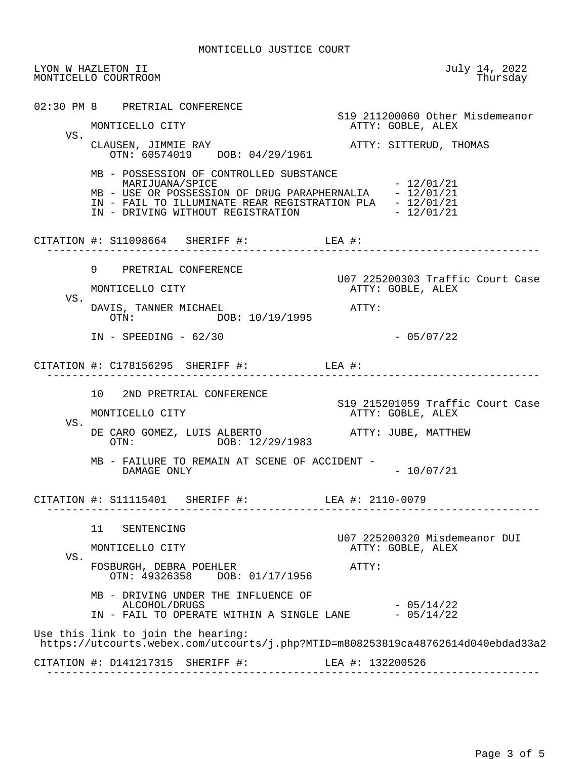MONTICELLO JUSTICE COURT

LYON W HAZLETON II — July 14, 2022
MONTICELLO COURTROOM — Thursday

---

02:30 PM 8 PRETRIAL CONFERENCE

S19 211200060 Other Misdemeanor

MONTICELLO CITY — ATTY: GOBLE, ALEX

VS.

CLAUSEN, JIMMIE RAY — ATTY: SITTERUD, THOMAS
OTN: 60574019 DOB: 04/29/1961

- MB - POSSESSION OF CONTROLLED SUBSTANCE MARIJUANA/SPICE - 12/01/21
- MB - USE OR POSSESSION OF DRUG PARAPHERNALIA - 12/01/21
- IN - FAIL TO ILLUMINATE REAR REGISTRATION PLA - 12/01/21
- IN - DRIVING WITHOUT REGISTRATION - 12/01/21

CITATION #: S11098664 SHERIFF #: LEA #:

---

9 PRETRIAL CONFERENCE

U07 225200303 Traffic Court Case

MONTICELLO CITY — ATTY: GOBLE, ALEX

VS.

DAVIS, TANNER MICHAEL — ATTY:
OTN: DOB: 10/19/1995

- IN - SPEEDING - 62/30 - 05/07/22

CITATION #: C178156295 SHERIFF #: LEA #:

---

10 2ND PRETRIAL CONFERENCE

S19 215201059 Traffic Court Case

MONTICELLO CITY — ATTY: GOBLE, ALEX

VS.

DE CARO GOMEZ, LUIS ALBERTO — ATTY: JUBE, MATTHEW
OTN: DOB: 12/29/1983

- MB - FAILURE TO REMAIN AT SCENE OF ACCIDENT - DAMAGE ONLY - 10/07/21

CITATION #: S11115401 SHERIFF #: LEA #: 2110-0079

---

11 SENTENCING

U07 225200320 Misdemeanor DUI

MONTICELLO CITY — ATTY: GOBLE, ALEX

VS.

FOSBURGH, DEBRA POEHLER — ATTY:
OTN: 49326358 DOB: 01/17/1956

- MB - DRIVING UNDER THE INFLUENCE OF ALCOHOL/DRUGS - 05/14/22
- IN - FAIL TO OPERATE WITHIN A SINGLE LANE - 05/14/22

Use this link to join the hearing:
https://utcourts.webex.com/utcourts/j.php?MTID=m808253819ca48762614d040ebdad33a2

CITATION #: D141217315 SHERIFF #: LEA #: 132200526

---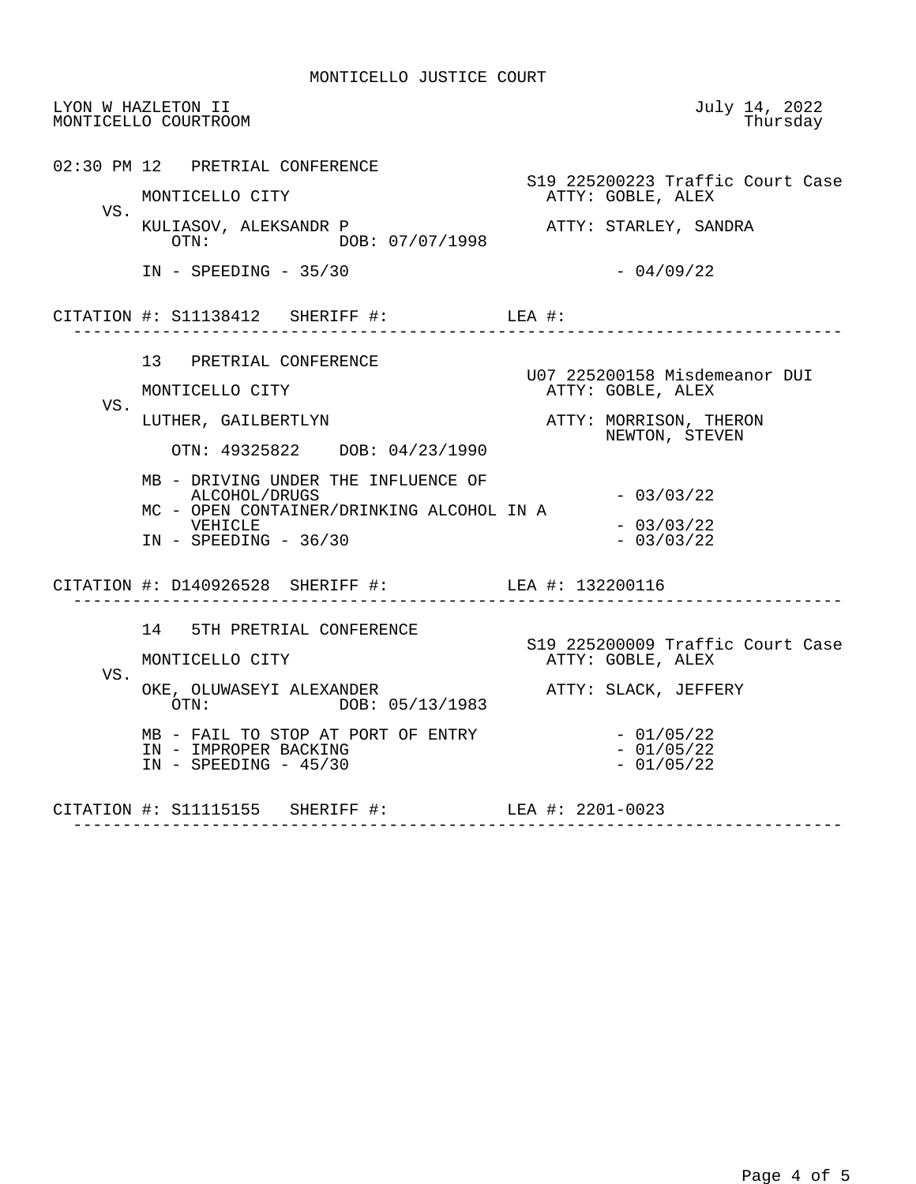MONTICELLO JUSTICE COURT

LYON W HAZLETON II
MONTICELLO COURTROOM

July 14, 2022
Thursday

02:30 PM 12 PRETRIAL CONFERENCE

S19 225200223 Traffic Court Case

MONTICELLO CITY
ATTY: GOBLE, ALEX

VS.

KULIASOV, ALEKSANDR P
ATTY: STARLEY, SANDRA

OTN: DOB: 07/07/1998

IN - SPEEDING - 35/30 - 04/09/22

CITATION #: S11138412 SHERIFF #: LEA #:

---

13 PRETRIAL CONFERENCE

U07 225200158 Misdemeanor DUI

MONTICELLO CITY
ATTY: GOBLE, ALEX

VS.

LUTHER, GAILBERTLYN
ATTY: MORRISON, THERON
NEWTON, STEVEN

OTN: 49325822 DOB: 04/23/1990

MB - DRIVING UNDER THE INFLUENCE OF ALCOHOL/DRUGS - 03/03/22
MC - OPEN CONTAINER/DRINKING ALCOHOL IN A VEHICLE - 03/03/22
IN - SPEEDING - 36/30 - 03/03/22

CITATION #: D140926528 SHERIFF #: LEA #: 132200116

---

14 5TH PRETRIAL CONFERENCE

S19 225200009 Traffic Court Case

MONTICELLO CITY
ATTY: GOBLE, ALEX

VS.

OKE, OLUWASEYI ALEXANDER
ATTY: SLACK, JEFFERY

OTN: DOB: 05/13/1983

MB - FAIL TO STOP AT PORT OF ENTRY - 01/05/22
IN - IMPROPER BACKING - 01/05/22
IN - SPEEDING - 45/30 - 01/05/22

CITATION #: S11115155 SHERIFF #: LEA #: 2201-0023

---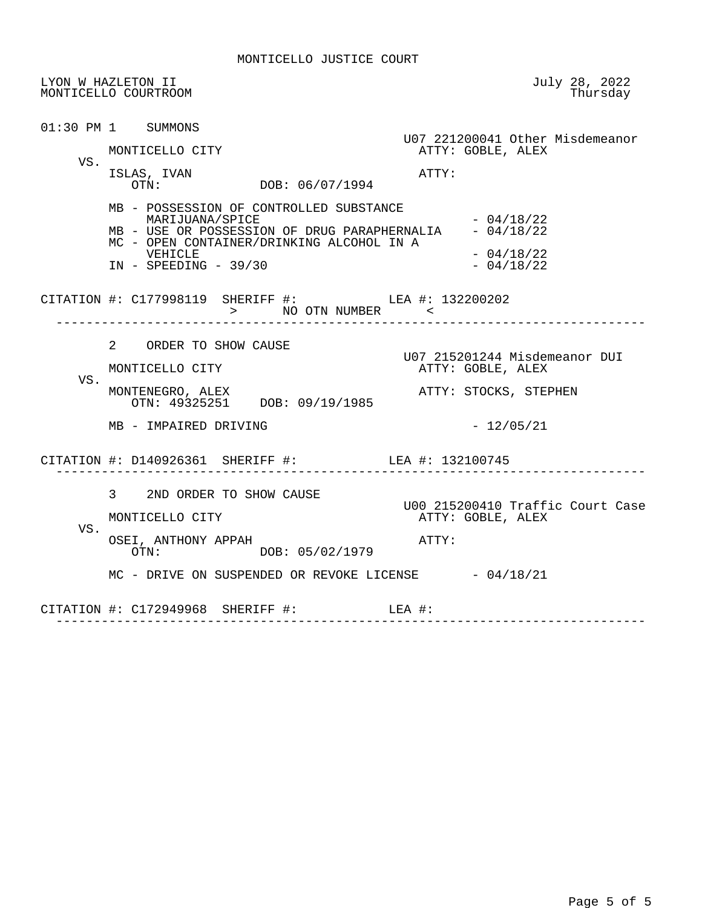MONTICELLO JUSTICE COURT

LYON W HAZLETON II
MONTICELLO COURTROOM

July 28, 2022
Thursday

01:30 PM 1 SUMMONS

U07 221200041 Other Misdemeanor

MONTICELLO CITY
ATTY: GOBLE, ALEX

VS.

ISLAS, IVAN
ATTY:

OTN: DOB: 06/07/1994

MB - POSSESSION OF CONTROLLED SUBSTANCE MARIJUANA/SPICE - 04/18/22
MB - USE OR POSSESSION OF DRUG PARAPHERNALIA - 04/18/22
MC - OPEN CONTAINER/DRINKING ALCOHOL IN A VEHICLE - 04/18/22
IN - SPEEDING - 39/30 - 04/18/22

CITATION #: C177998119 SHERIFF #: LEA #: 132200202
> NO OTN NUMBER <

---

2 ORDER TO SHOW CAUSE

U07 215201244 Misdemeanor DUI

MONTICELLO CITY
ATTY: GOBLE, ALEX

VS.

MONTENEGRO, ALEX
ATTY: STOCKS, STEPHEN

OTN: 49325251 DOB: 09/19/1985

MB - IMPAIRED DRIVING - 12/05/21

CITATION #: D140926361 SHERIFF #: LEA #: 132100745

---

3 2ND ORDER TO SHOW CAUSE

U00 215200410 Traffic Court Case

MONTICELLO CITY
ATTY: GOBLE, ALEX

VS.

OSEI, ANTHONY APPAH
ATTY:

OTN: DOB: 05/02/1979

MC - DRIVE ON SUSPENDED OR REVOKE LICENSE - 04/18/21

CITATION #: C172949968 SHERIFF #: LEA #:

---